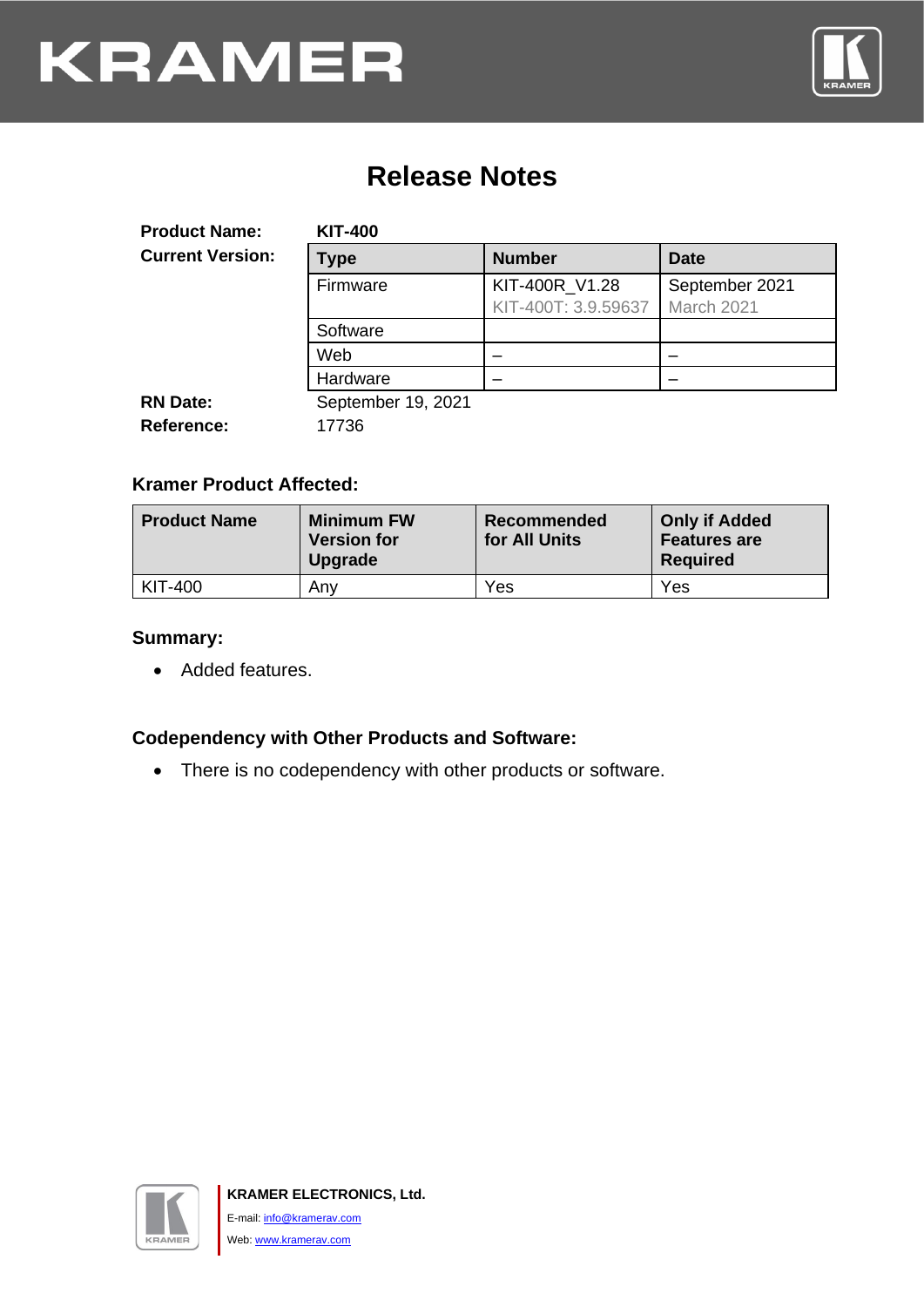# Release Notes

**Product Name:** **KIT-400**

**Current Version:**

| Type | Number | Date |
| --- | --- | --- |
| Firmware | KIT-400R_V1.28<br>KIT-400T: 3.9.59637 | September 2021<br>March 2021 |
| Software | | |
| Web | – | – |
| Hardware | – | – |

**RN Date:** September 19, 2021

**Reference:** 17736

### Kramer Product Affected:

| Product Name | Minimum FW Version for Upgrade | Recommended for All Units | Only if Added Features are Required |
| --- | --- | --- | --- |
| KIT-400 | Any | Yes | Yes |

### Summary:

- Added features.

### Codependency with Other Products and Software:

- There is no codependency with other products or software.

**KRAMER ELECTRONICS, Ltd.**

E-mail: info@kramerav.com

Web: www.kramerav.com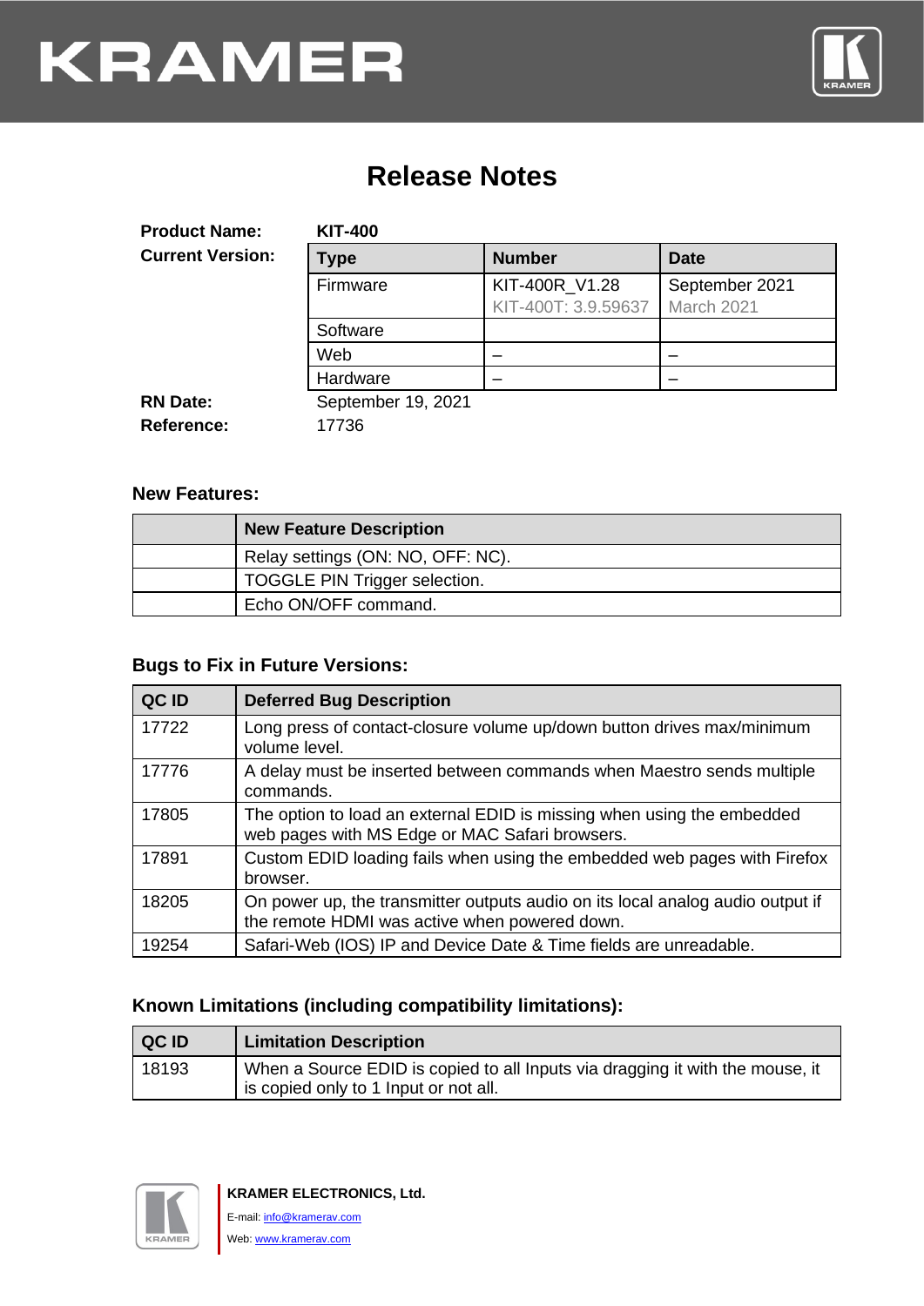# Release Notes

**Product Name:** **KIT-400**

**Current Version:**

| Type | Number | Date |
|---|---|---|
| Firmware | KIT-400R_V1.28<br>KIT-400T: 3.9.59637 | September 2021<br>March 2021 |
| Software | | |
| Web | – | – |
| Hardware | – | – |

**RN Date:** September 19, 2021

**Reference:** 17736

### New Features:

| | New Feature Description |
|---|---|
| | Relay settings (ON: NO, OFF: NC). |
| | TOGGLE PIN Trigger selection. |
| | Echo ON/OFF command. |

### Bugs to Fix in Future Versions:

| QC ID | Deferred Bug Description |
|---|---|
| 17722 | Long press of contact-closure volume up/down button drives max/minimum volume level. |
| 17776 | A delay must be inserted between commands when Maestro sends multiple commands. |
| 17805 | The option to load an external EDID is missing when using the embedded web pages with MS Edge or MAC Safari browsers. |
| 17891 | Custom EDID loading fails when using the embedded web pages with Firefox browser. |
| 18205 | On power up, the transmitter outputs audio on its local analog audio output if the remote HDMI was active when powered down. |
| 19254 | Safari-Web (IOS) IP and Device Date & Time fields are unreadable. |

### Known Limitations (including compatibility limitations):

| QC ID | Limitation Description |
|---|---|
| 18193 | When a Source EDID is copied to all Inputs via dragging it with the mouse, it is copied only to 1 Input or not all. |

**KRAMER ELECTRONICS, Ltd.**

E-mail: info@kramerav.com

Web: www.kramerav.com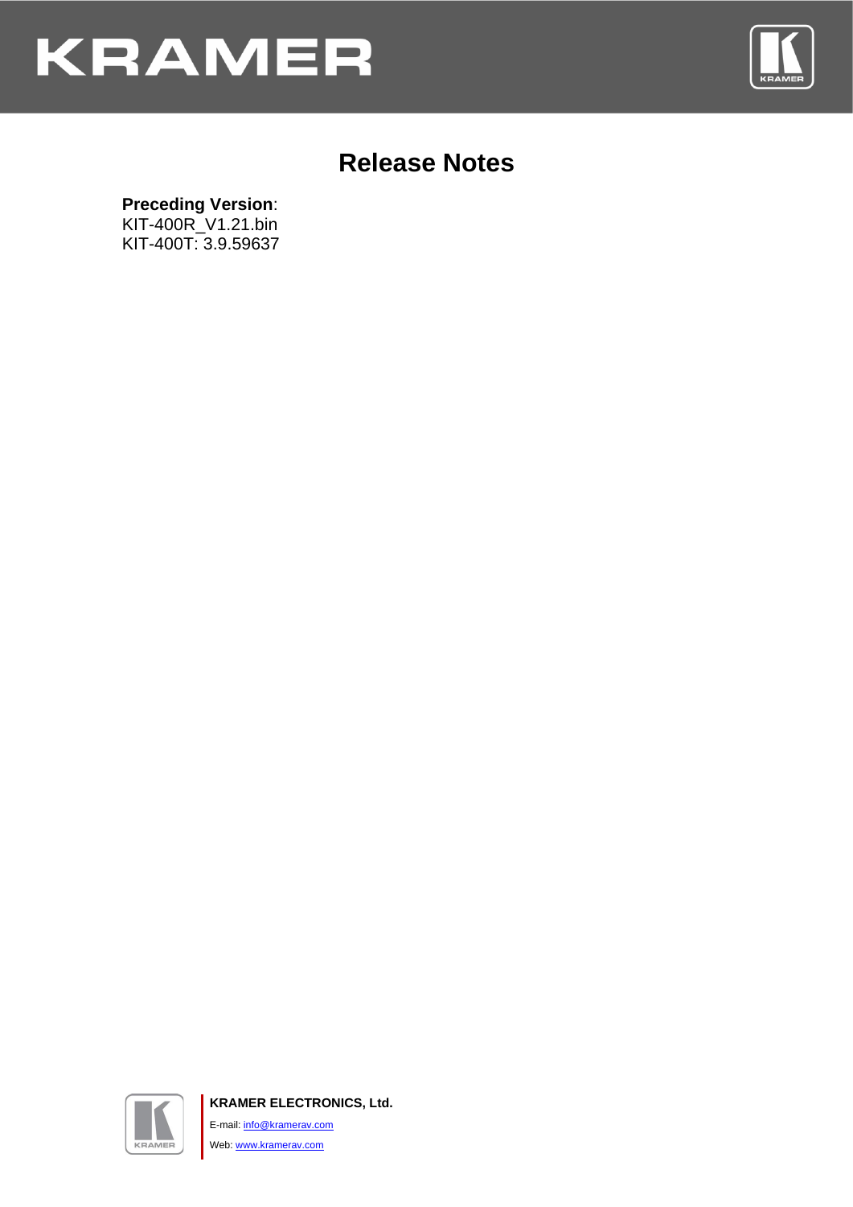# Release Notes

**Preceding Version**:
KIT-400R_V1.21.bin
KIT-400T: 3.9.59637

**KRAMER ELECTRONICS, Ltd.**

E-mail: info@kramerav.com

Web: www.kramerav.com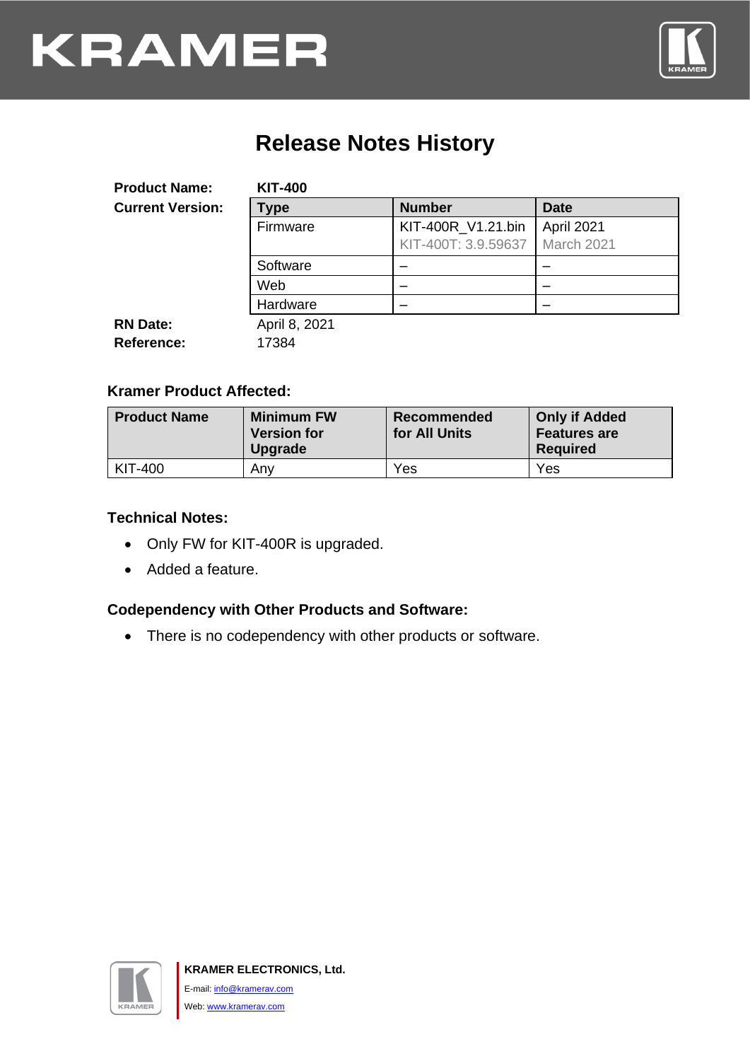# Release Notes History

**Product Name:** **KIT-400**

**Current Version:**

| Type | Number | Date |
|---|---|---|
| Firmware | KIT-400R_V1.21.bin<br>KIT-400T: 3.9.59637 | April 2021<br>March 2021 |
| Software | – | – |
| Web | – | – |
| Hardware | – | – |

**RN Date:** April 8, 2021

**Reference:** 17384

### Kramer Product Affected:

| Product Name | Minimum FW Version for Upgrade | Recommended for All Units | Only if Added Features are Required |
|---|---|---|---|
| KIT-400 | Any | Yes | Yes |

### Technical Notes:

- Only FW for KIT-400R is upgraded.
- Added a feature.

### Codependency with Other Products and Software:

- There is no codependency with other products or software.

**KRAMER ELECTRONICS, Ltd.**

E-mail: info@kramerav.com

Web: www.kramerav.com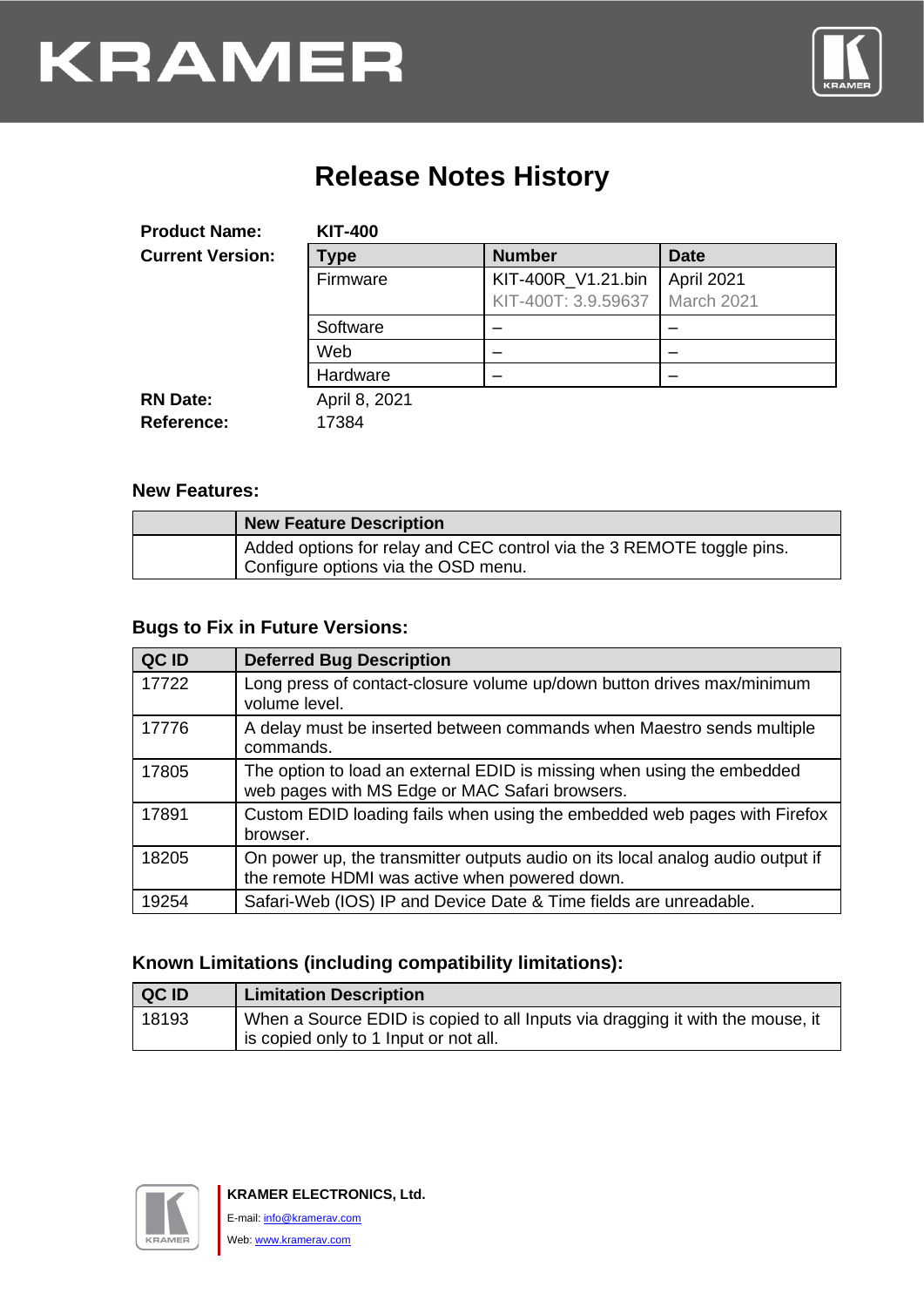# Release Notes History

**Product Name:** **KIT-400**

**Current Version:**

| Type | Number | Date |
|---|---|---|
| Firmware | KIT-400R_V1.21.bin<br>KIT-400T: 3.9.59637 | April 2021<br>March 2021 |
| Software | – | – |
| Web | – | – |
| Hardware | – | – |

**RN Date:** April 8, 2021

**Reference:** 17384

### New Features:

| | New Feature Description |
|---|---|
| | Added options for relay and CEC control via the 3 REMOTE toggle pins. Configure options via the OSD menu. |

### Bugs to Fix in Future Versions:

| QC ID | Deferred Bug Description |
|---|---|
| 17722 | Long press of contact-closure volume up/down button drives max/minimum volume level. |
| 17776 | A delay must be inserted between commands when Maestro sends multiple commands. |
| 17805 | The option to load an external EDID is missing when using the embedded web pages with MS Edge or MAC Safari browsers. |
| 17891 | Custom EDID loading fails when using the embedded web pages with Firefox browser. |
| 18205 | On power up, the transmitter outputs audio on its local analog audio output if the remote HDMI was active when powered down. |
| 19254 | Safari-Web (IOS) IP and Device Date & Time fields are unreadable. |

### Known Limitations (including compatibility limitations):

| QC ID | Limitation Description |
|---|---|
| 18193 | When a Source EDID is copied to all Inputs via dragging it with the mouse, it is copied only to 1 Input or not all. |

**KRAMER ELECTRONICS, Ltd.**

E-mail: info@kramerav.com

Web: www.kramerav.com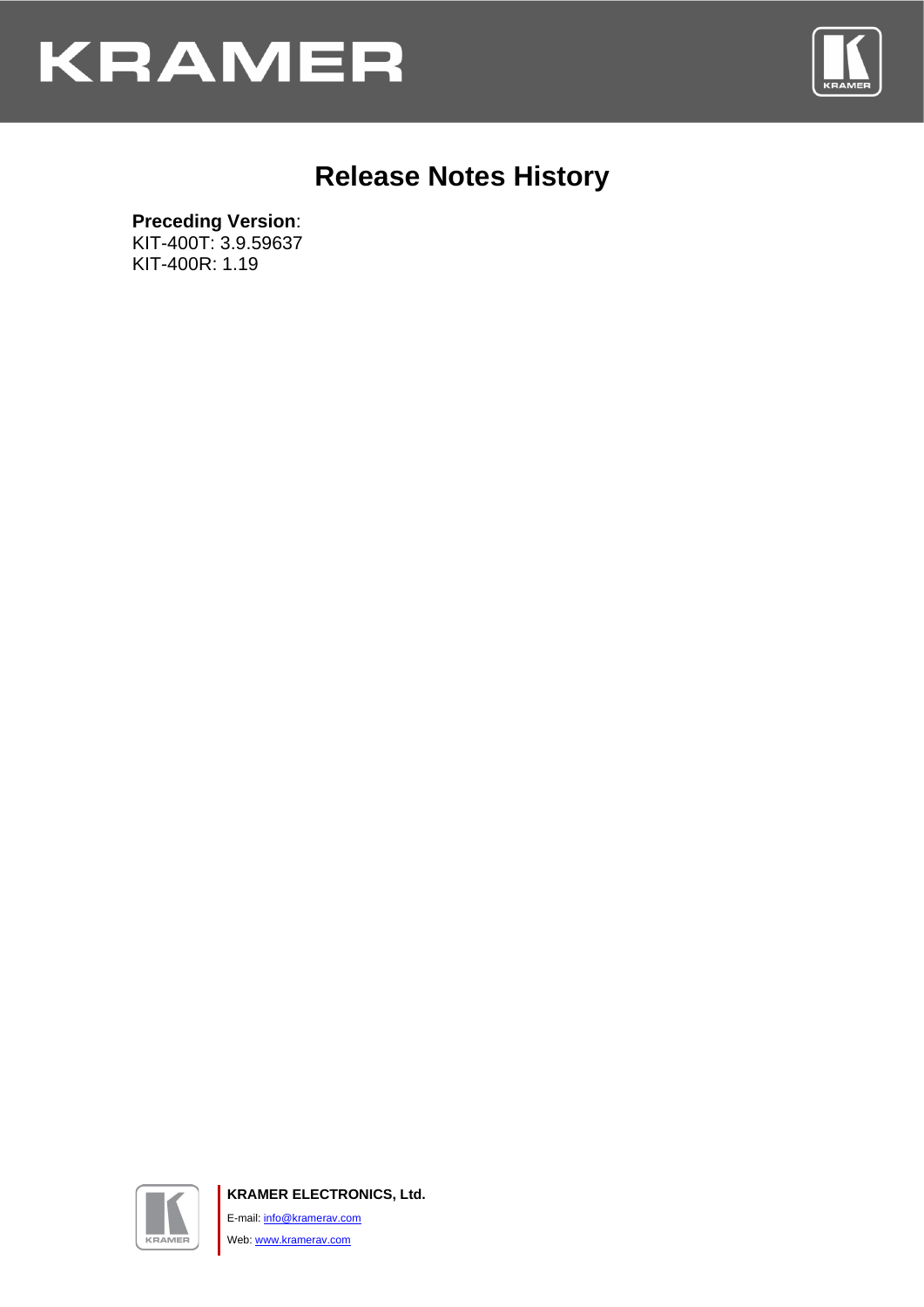# Release Notes History

**Preceding Version**:
KIT-400T: 3.9.59637
KIT-400R: 1.19

**KRAMER ELECTRONICS, Ltd.**

E-mail: info@kramerav.com

Web: www.kramerav.com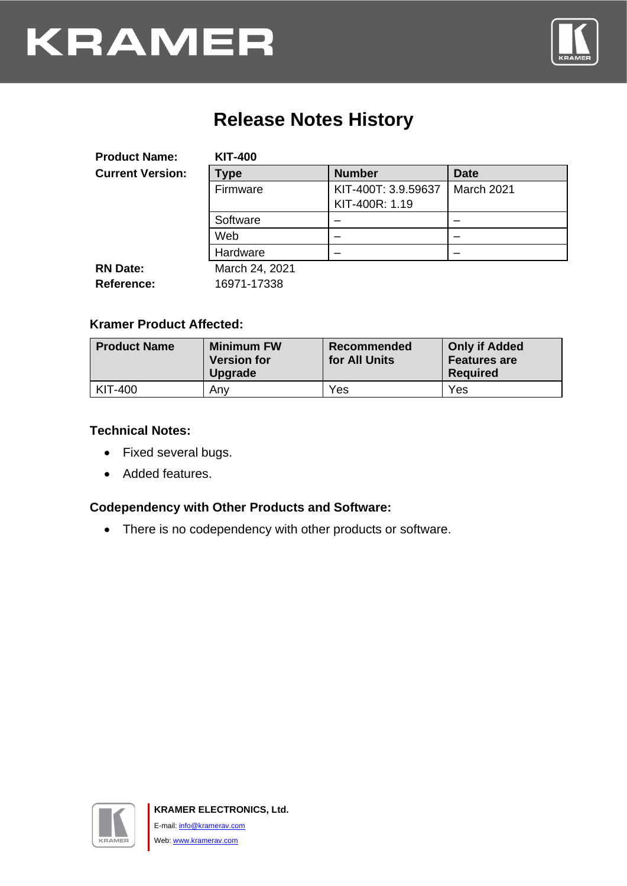# Release Notes History

**Product Name:** **KIT-400**

**Current Version:**

| Type | Number | Date |
|---|---|---|
| Firmware | KIT-400T: 3.9.59637<br>KIT-400R: 1.19 | March 2021 |
| Software | – | – |
| Web | – | – |
| Hardware | – | – |

**RN Date:** March 24, 2021

**Reference:** 16971-17338

### Kramer Product Affected:

| Product Name | Minimum FW Version for Upgrade | Recommended for All Units | Only if Added Features are Required |
|---|---|---|---|
| KIT-400 | Any | Yes | Yes |

### Technical Notes:

- Fixed several bugs.
- Added features.

### Codependency with Other Products and Software:

- There is no codependency with other products or software.

**KRAMER ELECTRONICS, Ltd.**

E-mail: info@kramerav.com

Web: www.kramerav.com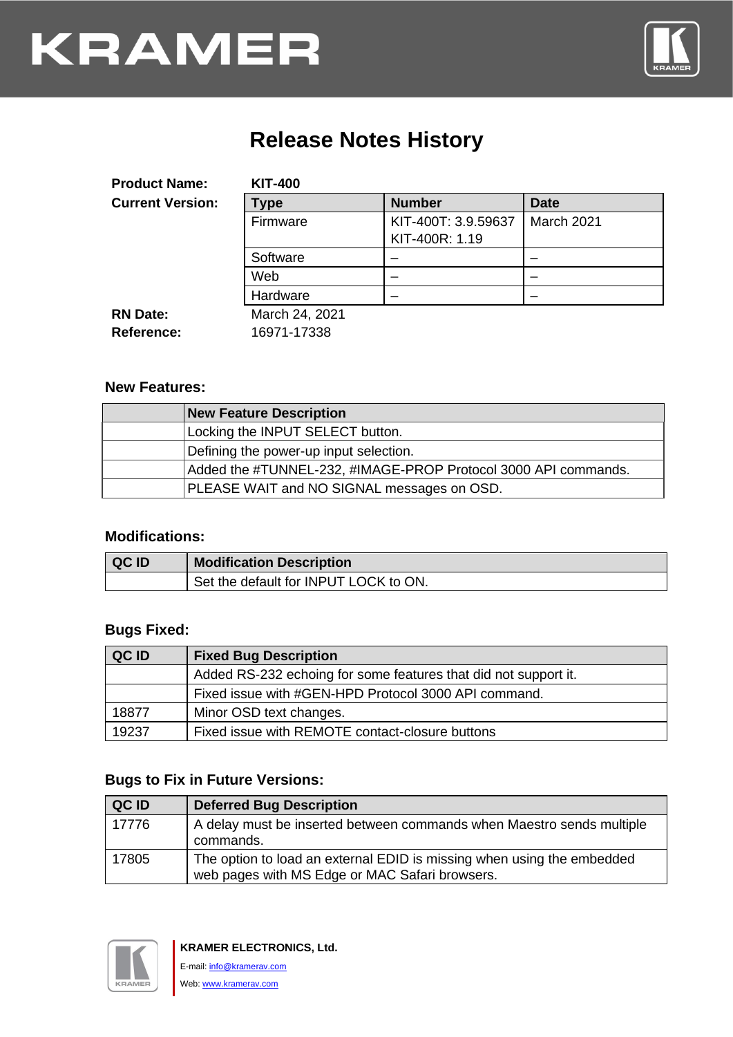# Release Notes History

**Product Name:** KIT-400

**Current Version:**

| Type | Number | Date |
|---|---|---|
| Firmware | KIT-400T: 3.9.59637<br>KIT-400R: 1.19 | March 2021 |
| Software | – | – |
| Web | – | – |
| Hardware | – | – |

**RN Date:** March 24, 2021

**Reference:** 16971-17338

### New Features:

| | New Feature Description |
|---|---|
| | Locking the INPUT SELECT button. |
| | Defining the power-up input selection. |
| | Added the #TUNNEL-232, #IMAGE-PROP Protocol 3000 API commands. |
| | PLEASE WAIT and NO SIGNAL messages on OSD. |

### Modifications:

| QC ID | Modification Description |
|---|---|
| | Set the default for INPUT LOCK to ON. |

### Bugs Fixed:

| QC ID | Fixed Bug Description |
|---|---|
| | Added RS-232 echoing for some features that did not support it. |
| | Fixed issue with #GEN-HPD Protocol 3000 API command. |
| 18877 | Minor OSD text changes. |
| 19237 | Fixed issue with REMOTE contact-closure buttons |

### Bugs to Fix in Future Versions:

| QC ID | Deferred Bug Description |
|---|---|
| 17776 | A delay must be inserted between commands when Maestro sends multiple commands. |
| 17805 | The option to load an external EDID is missing when using the embedded web pages with MS Edge or MAC Safari browsers. |

**KRAMER ELECTRONICS, Ltd.**

E-mail: info@kramerav.com

Web: www.kramerav.com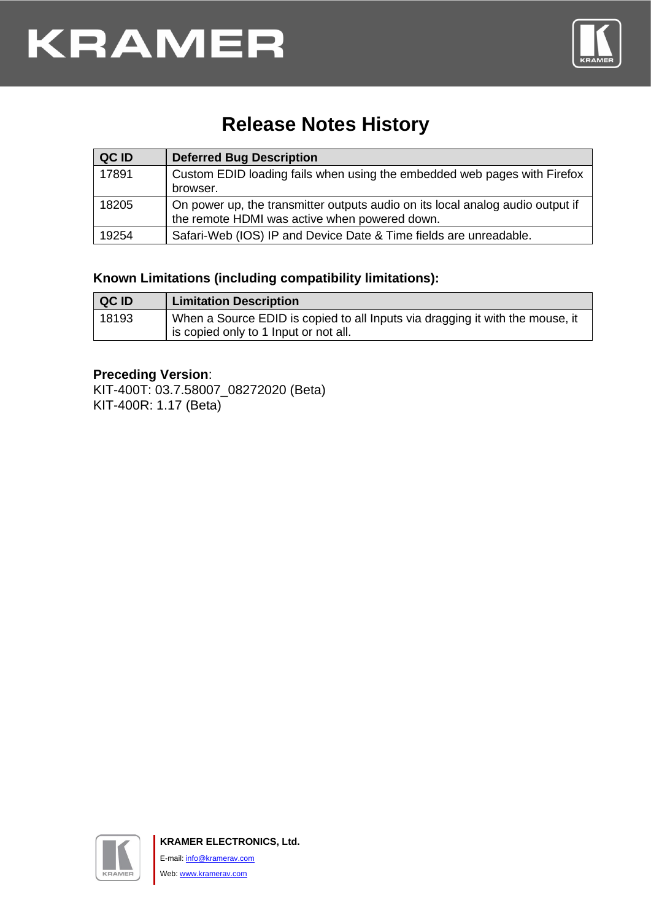# Release Notes History

| QC ID | Deferred Bug Description |
| --- | --- |
| 17891 | Custom EDID loading fails when using the embedded web pages with Firefox browser. |
| 18205 | On power up, the transmitter outputs audio on its local analog audio output if the remote HDMI was active when powered down. |
| 19254 | Safari-Web (IOS) IP and Device Date & Time fields are unreadable. |

**Known Limitations (including compatibility limitations):**

| QC ID | Limitation Description |
| --- | --- |
| 18193 | When a Source EDID is copied to all Inputs via dragging it with the mouse, it is copied only to 1 Input or not all. |

**Preceding Version**:
KIT-400T: 03.7.58007_08272020 (Beta)
KIT-400R: 1.17 (Beta)

**KRAMER ELECTRONICS, Ltd.**
E-mail: info@kramerav.com
Web: www.kramerav.com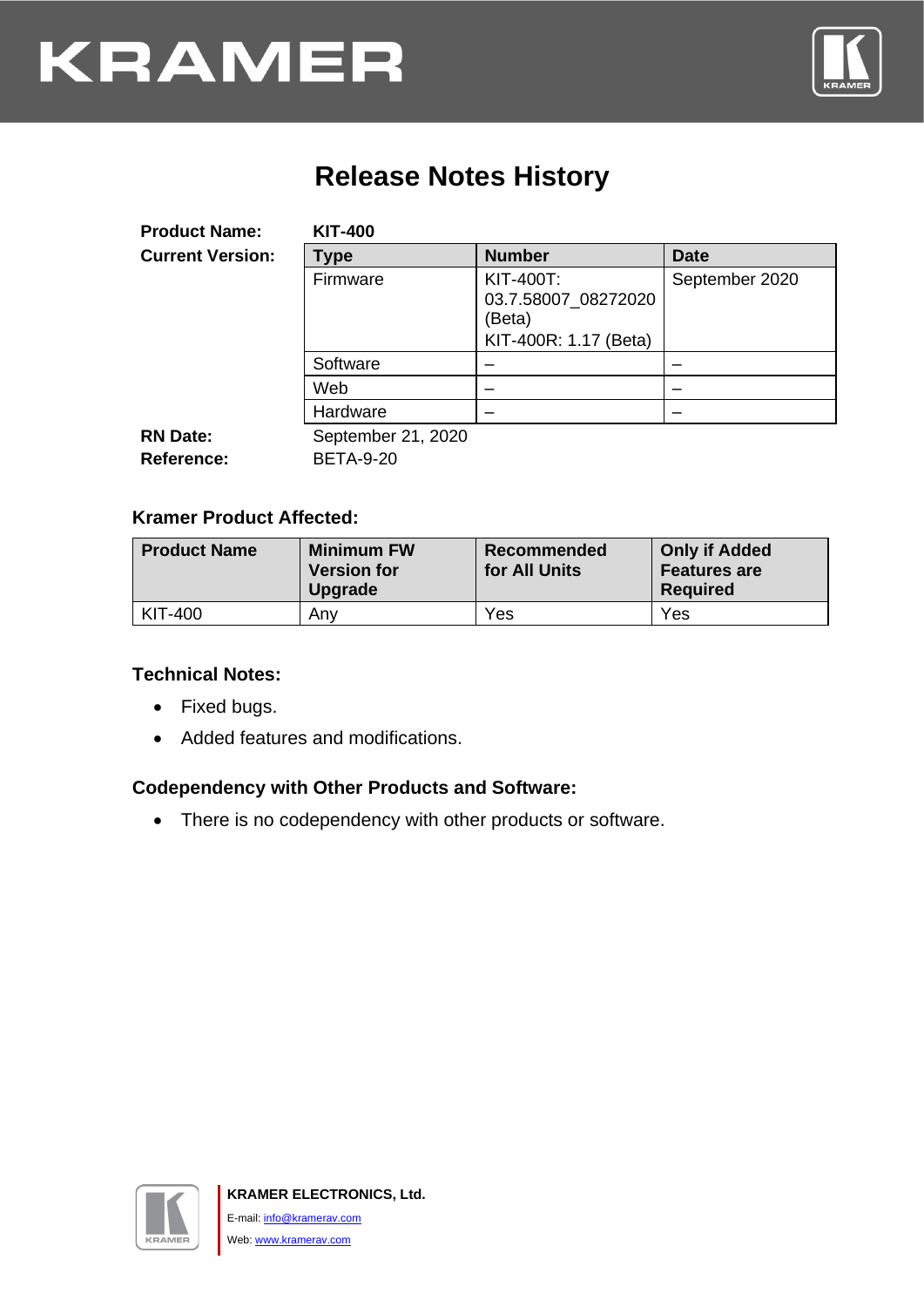# Release Notes History

**Product Name:** **KIT-400**

**Current Version:**

| Type | Number | Date |
|---|---|---|
| Firmware | KIT-400T: 03.7.58007_08272020 (Beta)<br>KIT-400R: 1.17 (Beta) | September 2020 |
| Software | – | – |
| Web | – | – |
| Hardware | – | – |

**RN Date:** September 21, 2020

**Reference:** BETA-9-20

### Kramer Product Affected:

| Product Name | Minimum FW Version for Upgrade | Recommended for All Units | Only if Added Features are Required |
|---|---|---|---|
| KIT-400 | Any | Yes | Yes |

### Technical Notes:

- Fixed bugs.
- Added features and modifications.

### Codependency with Other Products and Software:

- There is no codependency with other products or software.

**KRAMER ELECTRONICS, Ltd.**

E-mail: info@kramerav.com

Web: www.kramerav.com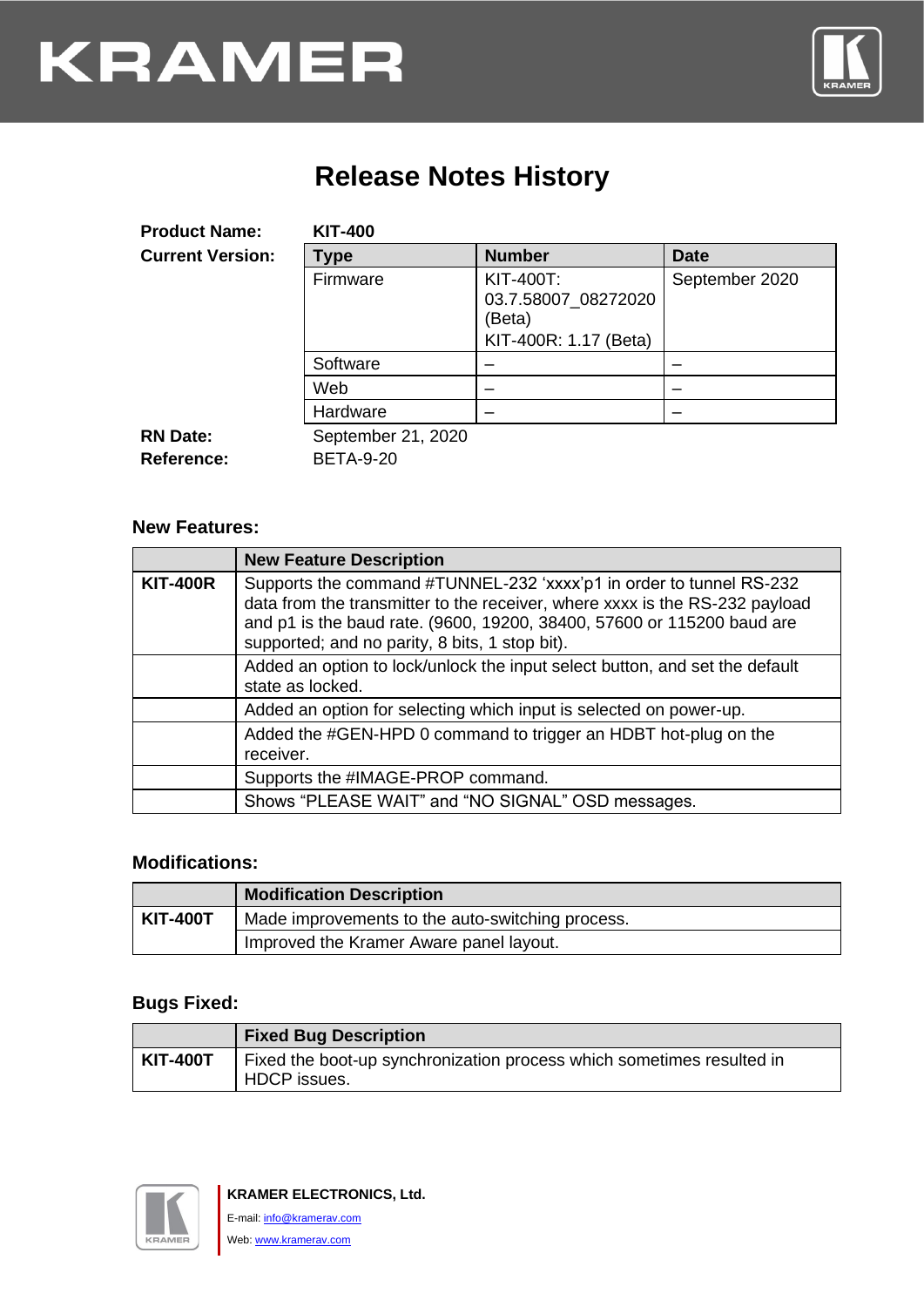# KRAMER

## Release Notes History

**Product Name:** **KIT-400**

**Current Version:**

| Type | Number | Date |
|---|---|---|
| Firmware | KIT-400T: 03.7.58007_08272020 (Beta)<br>KIT-400R: 1.17 (Beta) | September 2020 |
| Software | – | – |
| Web | – | – |
| Hardware | – | – |

**RN Date:** September 21, 2020

**Reference:** BETA-9-20

### New Features:

| | New Feature Description |
|---|---|
| **KIT-400R** | Supports the command #TUNNEL-232 'xxxx'p1 in order to tunnel RS-232 data from the transmitter to the receiver, where xxxx is the RS-232 payload and p1 is the baud rate. (9600, 19200, 38400, 57600 or 115200 baud are supported; and no parity, 8 bits, 1 stop bit). |
| | Added an option to lock/unlock the input select button, and set the default state as locked. |
| | Added an option for selecting which input is selected on power-up. |
| | Added the #GEN-HPD 0 command to trigger an HDBT hot-plug on the receiver. |
| | Supports the #IMAGE-PROP command. |
| | Shows "PLEASE WAIT" and "NO SIGNAL" OSD messages. |

### Modifications:

| | Modification Description |
|---|---|
| **KIT-400T** | Made improvements to the auto-switching process. |
| | Improved the Kramer Aware panel layout. |

### Bugs Fixed:

| | Fixed Bug Description |
|---|---|
| **KIT-400T** | Fixed the boot-up synchronization process which sometimes resulted in HDCP issues. |

**KRAMER ELECTRONICS, Ltd.**

E-mail: info@kramerav.com

Web: www.kramerav.com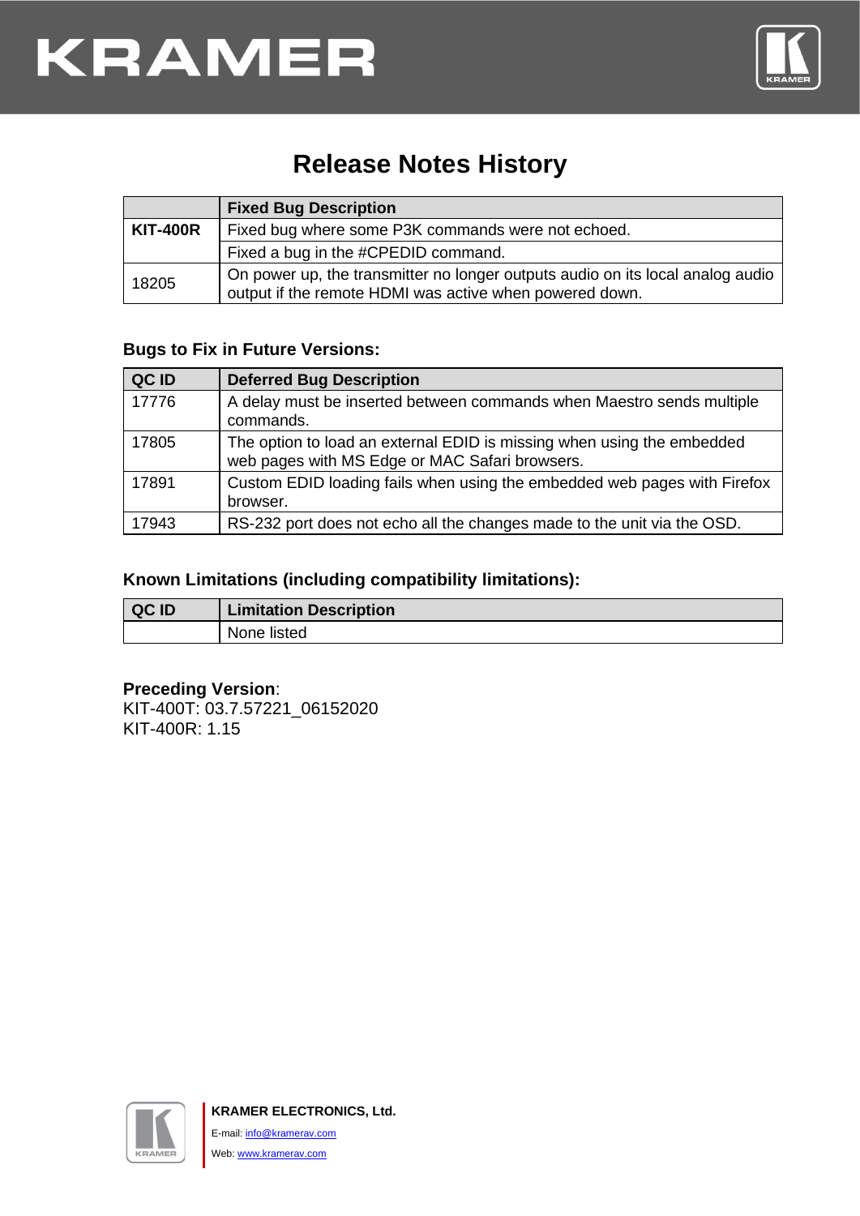# Release Notes History

| | Fixed Bug Description |
|---|---|
| **KIT-400R** | Fixed bug where some P3K commands were not echoed. |
| | Fixed a bug in the #CPEDID command. |
| 18205 | On power up, the transmitter no longer outputs audio on its local analog audio output if the remote HDMI was active when powered down. |

### Bugs to Fix in Future Versions:

| QC ID | Deferred Bug Description |
|---|---|
| 17776 | A delay must be inserted between commands when Maestro sends multiple commands. |
| 17805 | The option to load an external EDID is missing when using the embedded web pages with MS Edge or MAC Safari browsers. |
| 17891 | Custom EDID loading fails when using the embedded web pages with Firefox browser. |
| 17943 | RS-232 port does not echo all the changes made to the unit via the OSD. |

### Known Limitations (including compatibility limitations):

| QC ID | Limitation Description |
|---|---|
| | None listed |

**Preceding Version**:
KIT-400T: 03.7.57221_06152020
KIT-400R: 1.15

**KRAMER ELECTRONICS, Ltd.**
E-mail: info@kramerav.com
Web: www.kramerav.com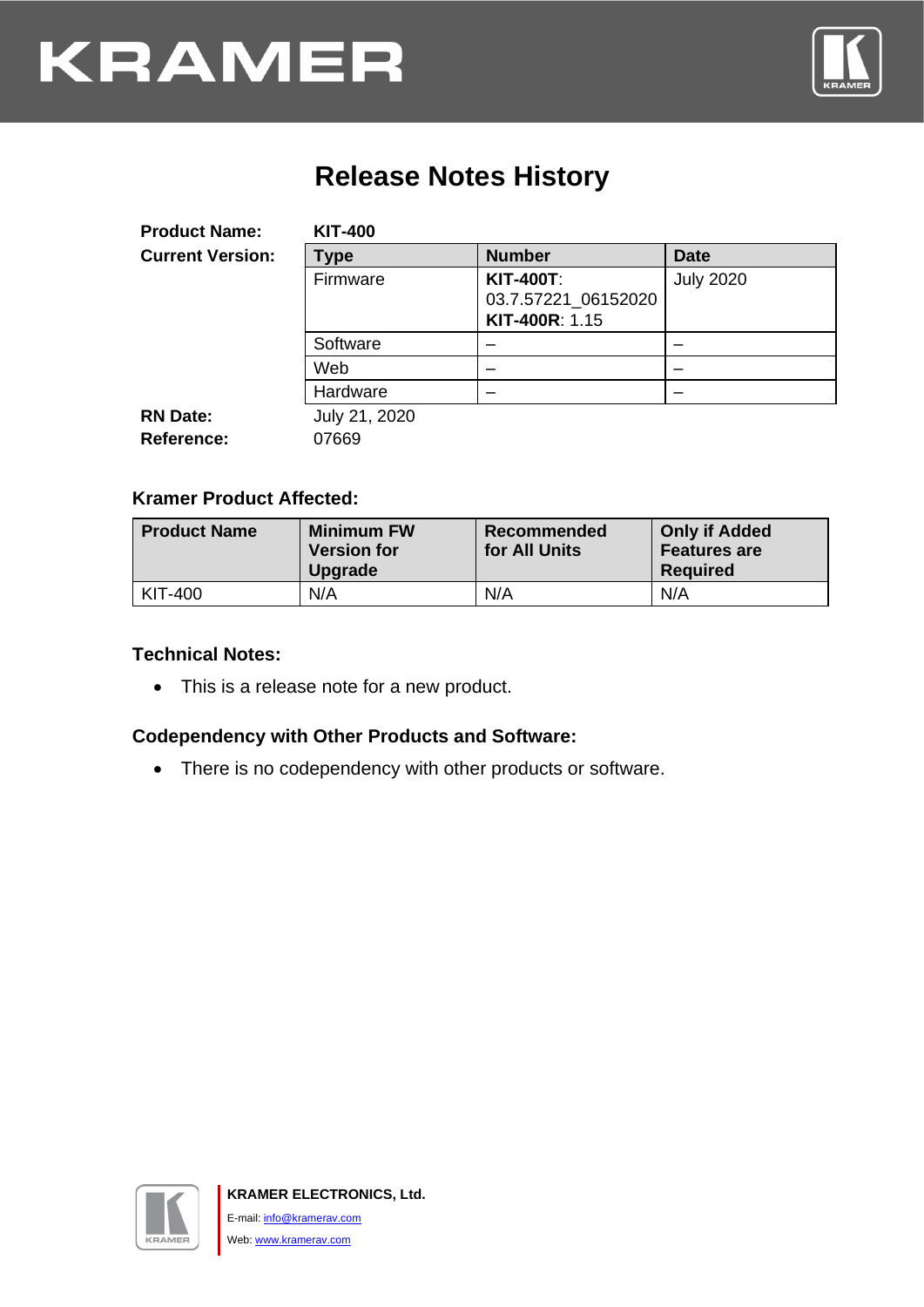# Release Notes History

**Product Name:** **KIT-400**

**Current Version:**

| Type | Number | Date |
|---|---|---|
| Firmware | **KIT-400T**: 03.7.57221_06152020 **KIT-400R**: 1.15 | July 2020 |
| Software | – | – |
| Web | – | – |
| Hardware | – | – |

**RN Date:** July 21, 2020

**Reference:** 07669

### Kramer Product Affected:

| Product Name | Minimum FW Version for Upgrade | Recommended for All Units | Only if Added Features are Required |
|---|---|---|---|
| KIT-400 | N/A | N/A | N/A |

### Technical Notes:

- This is a release note for a new product.

### Codependency with Other Products and Software:

- There is no codependency with other products or software.

**KRAMER ELECTRONICS, Ltd.**

E-mail: info@kramerav.com

Web: www.kramerav.com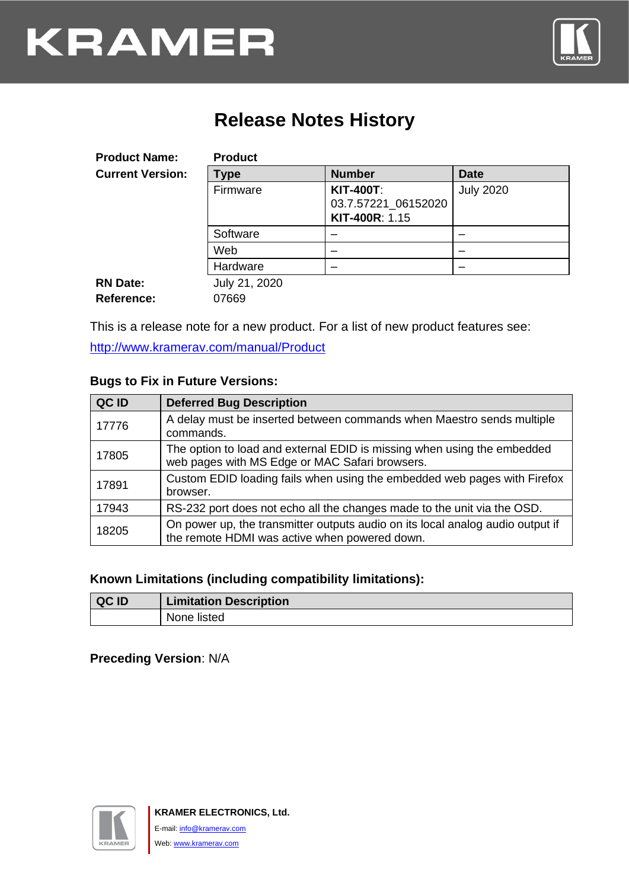# Release Notes History

**Product Name:** Product

**Current Version:**

| Type | Number | Date |
|---|---|---|
| Firmware | **KIT-400T**: 03.7.57221_06152020 **KIT-400R**: 1.15 | July 2020 |
| Software | – | – |
| Web | – | – |
| Hardware | – | – |

**RN Date:** July 21, 2020

**Reference:** 07669

This is a release note for a new product. For a list of new product features see: http://www.kramerav.com/manual/Product

### Bugs to Fix in Future Versions:

| QC ID | Deferred Bug Description |
|---|---|
| 17776 | A delay must be inserted between commands when Maestro sends multiple commands. |
| 17805 | The option to load and external EDID is missing when using the embedded web pages with MS Edge or MAC Safari browsers. |
| 17891 | Custom EDID loading fails when using the embedded web pages with Firefox browser. |
| 17943 | RS-232 port does not echo all the changes made to the unit via the OSD. |
| 18205 | On power up, the transmitter outputs audio on its local analog audio output if the remote HDMI was active when powered down. |

### Known Limitations (including compatibility limitations):

| QC ID | Limitation Description |
|---|---|
| | None listed |

**Preceding Version**: N/A

**KRAMER ELECTRONICS, Ltd.**

E-mail: info@kramerav.com

Web: www.kramerav.com